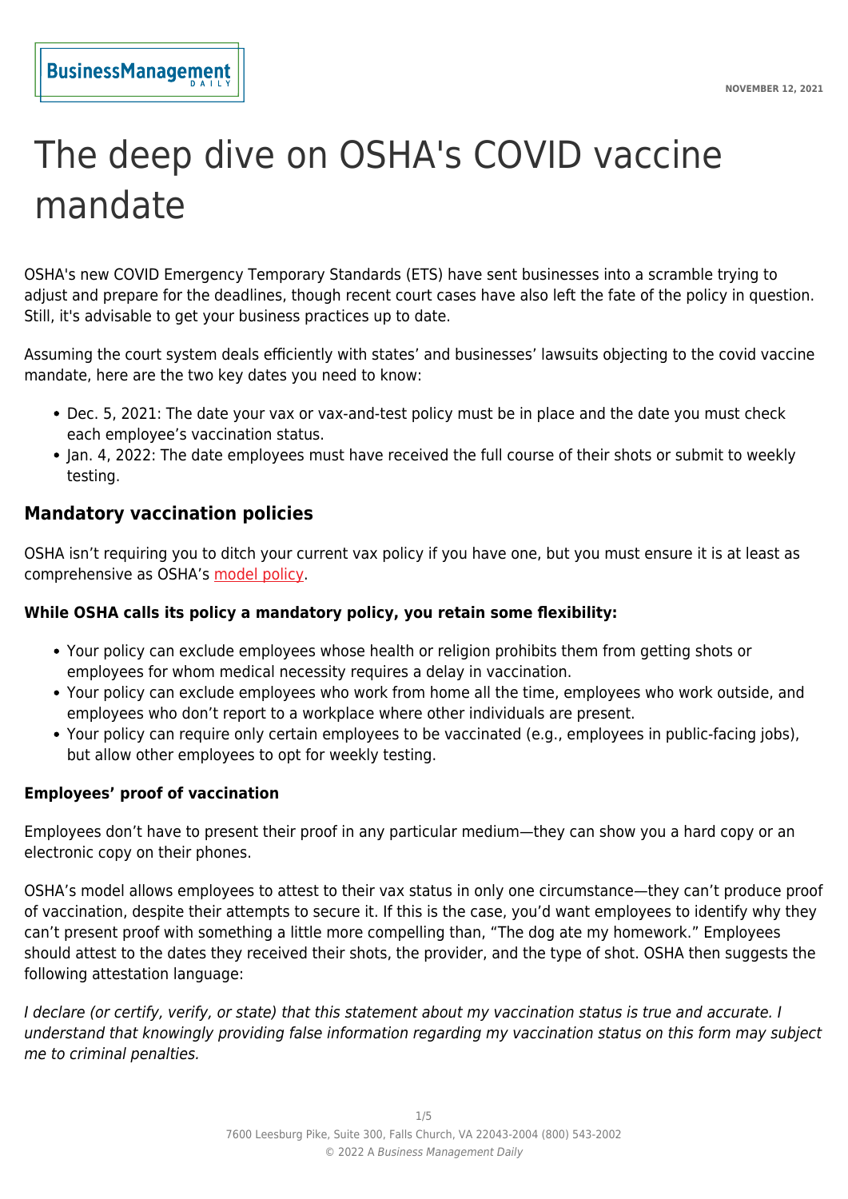# The deep dive on OSHA's COVID vaccine mandate

OSHA's new COVID Emergency Temporary Standards (ETS) have sent businesses into a scramble trying to adjust and prepare for the deadlines, though recent court cases have also left the fate of the policy in question. Still, it's advisable to get your business practices up to date.

Assuming the court system deals efficiently with states' and businesses' lawsuits objecting to the covid vaccine mandate, here are the two key dates you need to know:

- Dec. 5, 2021: The date your vax or vax-and-test policy must be in place and the date you must check each employee's vaccination status.
- Jan. 4, 2022: The date employees must have received the full course of their shots or submit to weekly testing.

## Mandatory vaccination policies

OSHA isn't requiring you to ditch your current vax policy if you have one, but you must ensure it is at least as comprehensive as OSHA's model policy.

**While OSHA calls its policy a mandatory policy, you retain some flexibility:**

- Your policy can exclude employees whose health or religion prohibits them from getting shots or employees for whom medical necessity requires a delay in vaccination.
- Your policy can exclude employees who work from home all the time, employees who work outside, and employees who don't report to a workplace where other individuals are present.
- Your policy can require only certain employees to be vaccinated (e.g., employees in public-facing jobs), but allow other employees to opt for weekly testing.

**Employees' proof of vaccination**

Employees don't have to present their proof in any particular medium—they can show you a hard copy or an electronic copy on their phones.

OSHA's model allows employees to attest to their vax status in only one circumstance—they can't produce proof of vaccination, despite their attempts to secure it. If this is the case, you'd want employees to identify why they can't present proof with something a little more compelling than, "The dog ate my homework." Employees should attest to the dates they received their shots, the provider, and the type of shot. OSHA then suggests the following attestation language:

*I declare (or certify, verify, or state) that this statement about my vaccination status is true and accurate. I understand that knowingly providing false information regarding my vaccination status on this form may subject me to criminal penalties.*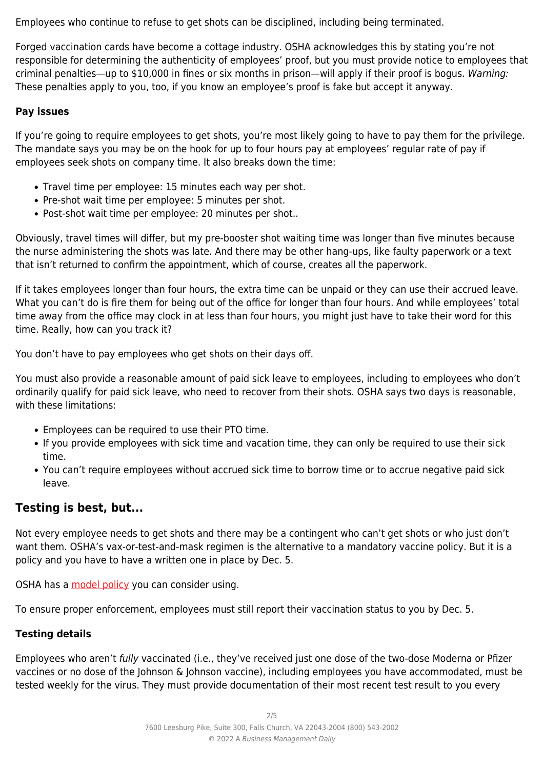Employees who continue to refuse to get shots can be disciplined, including being terminated.

Forged vaccination cards have become a cottage industry. OSHA acknowledges this by stating you're not responsible for determining the authenticity of employees' proof, but you must provide notice to employees that criminal penalties—up to $10,000 in fines or six months in prison—will apply if their proof is bogus. *Warning:* These penalties apply to you, too, if you know an employee's proof is fake but accept it anyway.

### Pay issues

If you're going to require employees to get shots, you're most likely going to have to pay them for the privilege. The mandate says you may be on the hook for up to four hours pay at employees' regular rate of pay if employees seek shots on company time. It also breaks down the time:

- Travel time per employee: 15 minutes each way per shot.
- Pre-shot wait time per employee: 5 minutes per shot.
- Post-shot wait time per employee: 20 minutes per shot..

Obviously, travel times will differ, but my pre-booster shot waiting time was longer than five minutes because the nurse administering the shots was late. And there may be other hang-ups, like faulty paperwork or a text that isn't returned to confirm the appointment, which of course, creates all the paperwork.

If it takes employees longer than four hours, the extra time can be unpaid or they can use their accrued leave. What you can't do is fire them for being out of the office for longer than four hours. And while employees' total time away from the office may clock in at less than four hours, you might just have to take their word for this time. Really, how can you track it?

You don't have to pay employees who get shots on their days off.

You must also provide a reasonable amount of paid sick leave to employees, including to employees who don't ordinarily qualify for paid sick leave, who need to recover from their shots. OSHA says two days is reasonable, with these limitations:

- Employees can be required to use their PTO time.
- If you provide employees with sick time and vacation time, they can only be required to use their sick time.
- You can't require employees without accrued sick time to borrow time or to accrue negative paid sick leave.

## Testing is best, but...

Not every employee needs to get shots and there may be a contingent who can't get shots or who just don't want them. OSHA's vax-or-test-and-mask regimen is the alternative to a mandatory vaccine policy. But it is a policy and you have to have a written one in place by Dec. 5.

OSHA has a model policy you can consider using.

To ensure proper enforcement, employees must still report their vaccination status to you by Dec. 5.

### Testing details

Employees who aren't *fully* vaccinated (i.e., they've received just one dose of the two-dose Moderna or Pfizer vaccines or no dose of the Johnson & Johnson vaccine), including employees you have accommodated, must be tested weekly for the virus. They must provide documentation of their most recent test result to you every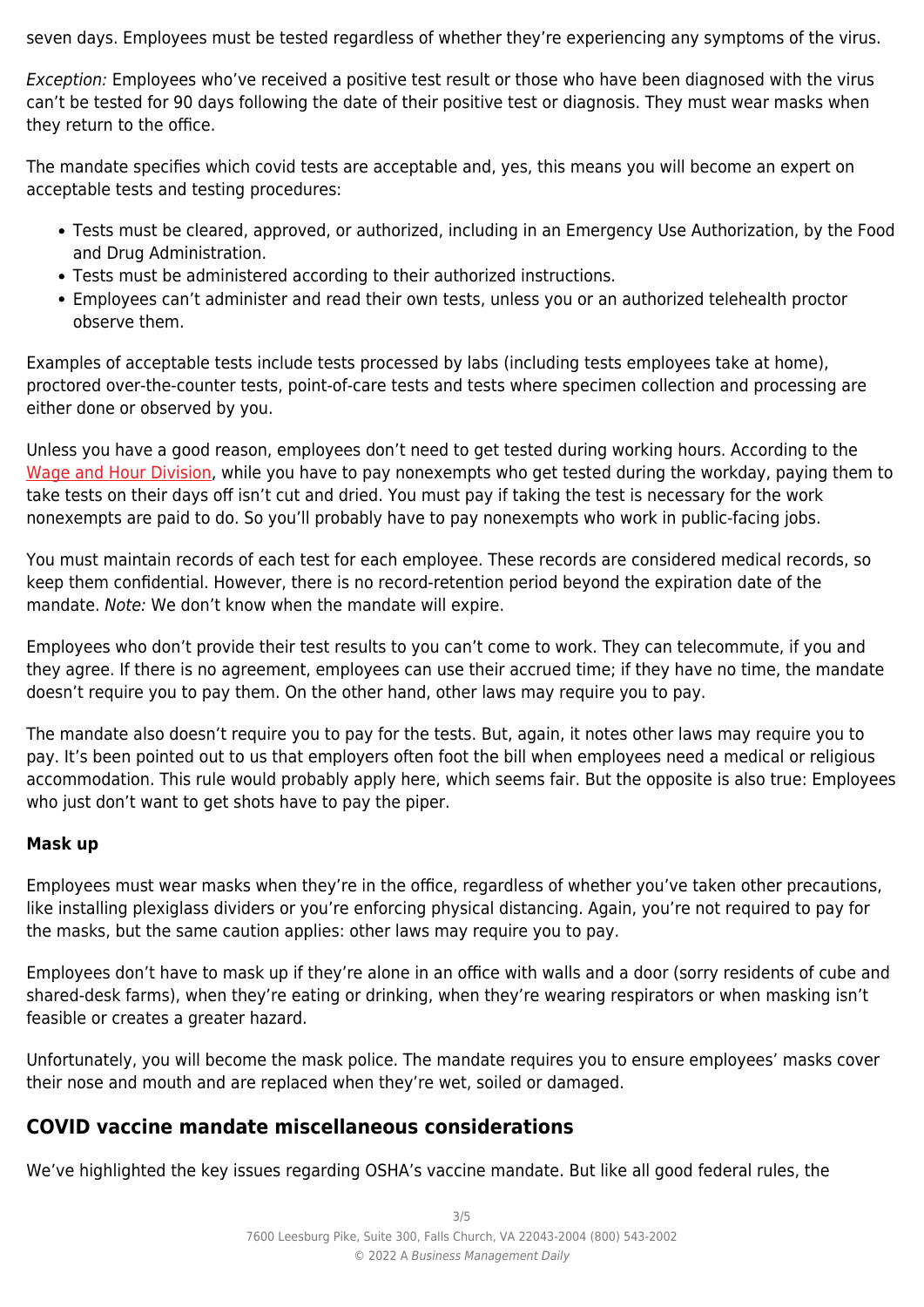seven days. Employees must be tested regardless of whether they're experiencing any symptoms of the virus.

*Exception:* Employees who've received a positive test result or those who have been diagnosed with the virus can't be tested for 90 days following the date of their positive test or diagnosis. They must wear masks when they return to the office.

The mandate specifies which covid tests are acceptable and, yes, this means you will become an expert on acceptable tests and testing procedures:

- Tests must be cleared, approved, or authorized, including in an Emergency Use Authorization, by the Food and Drug Administration.
- Tests must be administered according to their authorized instructions.
- Employees can't administer and read their own tests, unless you or an authorized telehealth proctor observe them.

Examples of acceptable tests include tests processed by labs (including tests employees take at home), proctored over-the-counter tests, point-of-care tests and tests where specimen collection and processing are either done or observed by you.

Unless you have a good reason, employees don't need to get tested during working hours. According to the Wage and Hour Division, while you have to pay nonexempts who get tested during the workday, paying them to take tests on their days off isn't cut and dried. You must pay if taking the test is necessary for the work nonexempts are paid to do. So you'll probably have to pay nonexempts who work in public-facing jobs.

You must maintain records of each test for each employee. These records are considered medical records, so keep them confidential. However, there is no record-retention period beyond the expiration date of the mandate. *Note:* We don't know when the mandate will expire.

Employees who don't provide their test results to you can't come to work. They can telecommute, if you and they agree. If there is no agreement, employees can use their accrued time; if they have no time, the mandate doesn't require you to pay them. On the other hand, other laws may require you to pay.

The mandate also doesn't require you to pay for the tests. But, again, it notes other laws may require you to pay. It's been pointed out to us that employers often foot the bill when employees need a medical or religious accommodation. This rule would probably apply here, which seems fair. But the opposite is also true: Employees who just don't want to get shots have to pay the piper.

**Mask up**

Employees must wear masks when they're in the office, regardless of whether you've taken other precautions, like installing plexiglass dividers or you're enforcing physical distancing. Again, you're not required to pay for the masks, but the same caution applies: other laws may require you to pay.

Employees don't have to mask up if they're alone in an office with walls and a door (sorry residents of cube and shared-desk farms), when they're eating or drinking, when they're wearing respirators or when masking isn't feasible or creates a greater hazard.

Unfortunately, you will become the mask police. The mandate requires you to ensure employees' masks cover their nose and mouth and are replaced when they're wet, soiled or damaged.

## COVID vaccine mandate miscellaneous considerations

We've highlighted the key issues regarding OSHA's vaccine mandate. But like all good federal rules, the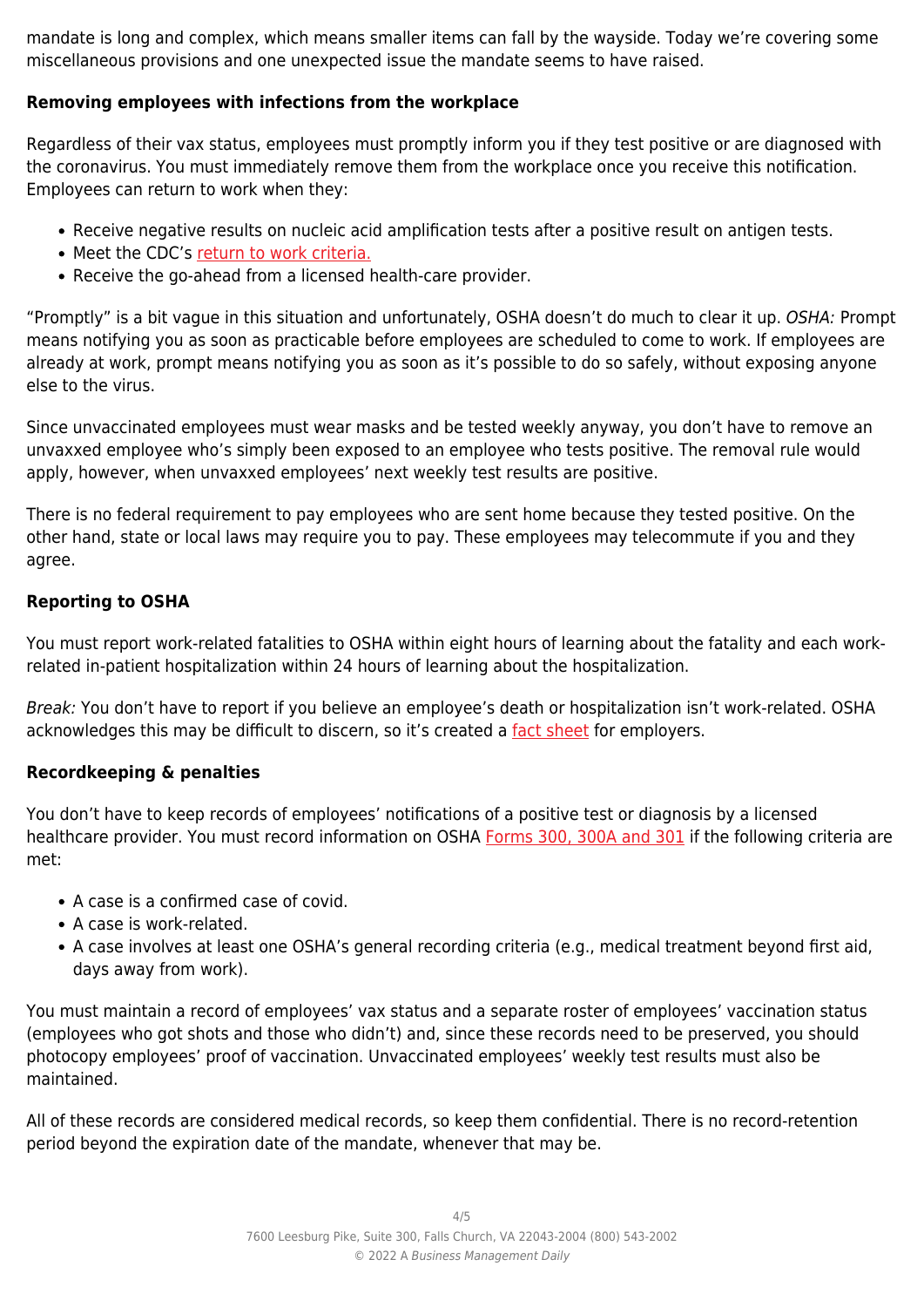mandate is long and complex, which means smaller items can fall by the wayside. Today we're covering some miscellaneous provisions and one unexpected issue the mandate seems to have raised.

### Removing employees with infections from the workplace

Regardless of their vax status, employees must promptly inform you if they test positive or are diagnosed with the coronavirus. You must immediately remove them from the workplace once you receive this notification. Employees can return to work when they:

- Receive negative results on nucleic acid amplification tests after a positive result on antigen tests.
- Meet the CDC's return to work criteria.
- Receive the go-ahead from a licensed health-care provider.

"Promptly" is a bit vague in this situation and unfortunately, OSHA doesn't do much to clear it up. *OSHA:* Prompt means notifying you as soon as practicable before employees are scheduled to come to work. If employees are already at work, prompt means notifying you as soon as it's possible to do so safely, without exposing anyone else to the virus.

Since unvaccinated employees must wear masks and be tested weekly anyway, you don't have to remove an unvaxxed employee who's simply been exposed to an employee who tests positive. The removal rule would apply, however, when unvaxxed employees' next weekly test results are positive.

There is no federal requirement to pay employees who are sent home because they tested positive. On the other hand, state or local laws may require you to pay. These employees may telecommute if you and they agree.

### Reporting to OSHA

You must report work-related fatalities to OSHA within eight hours of learning about the fatality and each work-related in-patient hospitalization within 24 hours of learning about the hospitalization.

*Break:* You don't have to report if you believe an employee's death or hospitalization isn't work-related. OSHA acknowledges this may be difficult to discern, so it's created a fact sheet for employers.

### Recordkeeping & penalties

You don't have to keep records of employees' notifications of a positive test or diagnosis by a licensed healthcare provider. You must record information on OSHA Forms 300, 300A and 301 if the following criteria are met:

- A case is a confirmed case of covid.
- A case is work-related.
- A case involves at least one OSHA's general recording criteria (e.g., medical treatment beyond first aid, days away from work).

You must maintain a record of employees' vax status and a separate roster of employees' vaccination status (employees who got shots and those who didn't) and, since these records need to be preserved, you should photocopy employees' proof of vaccination. Unvaccinated employees' weekly test results must also be maintained.

All of these records are considered medical records, so keep them confidential. There is no record-retention period beyond the expiration date of the mandate, whenever that may be.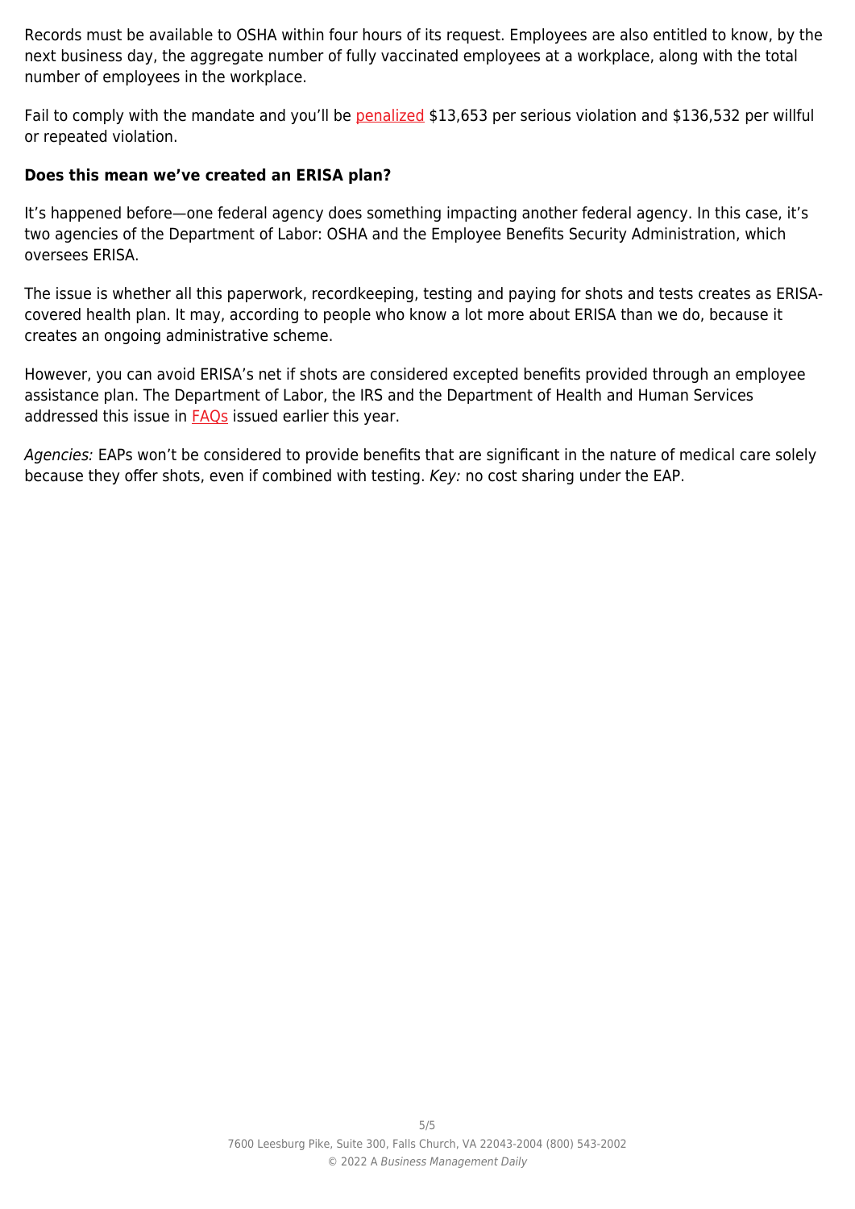Records must be available to OSHA within four hours of its request. Employees are also entitled to know, by the next business day, the aggregate number of fully vaccinated employees at a workplace, along with the total number of employees in the workplace.

Fail to comply with the mandate and you'll be penalized $13,653 per serious violation and $136,532 per willful or repeated violation.

**Does this mean we've created an ERISA plan?**

It's happened before—one federal agency does something impacting another federal agency. In this case, it's two agencies of the Department of Labor: OSHA and the Employee Benefits Security Administration, which oversees ERISA.

The issue is whether all this paperwork, recordkeeping, testing and paying for shots and tests creates as ERISA-covered health plan. It may, according to people who know a lot more about ERISA than we do, because it creates an ongoing administrative scheme.

However, you can avoid ERISA's net if shots are considered excepted benefits provided through an employee assistance plan. The Department of Labor, the IRS and the Department of Health and Human Services addressed this issue in FAQs issued earlier this year.

*Agencies:* EAPs won't be considered to provide benefits that are significant in the nature of medical care solely because they offer shots, even if combined with testing. *Key:* no cost sharing under the EAP.